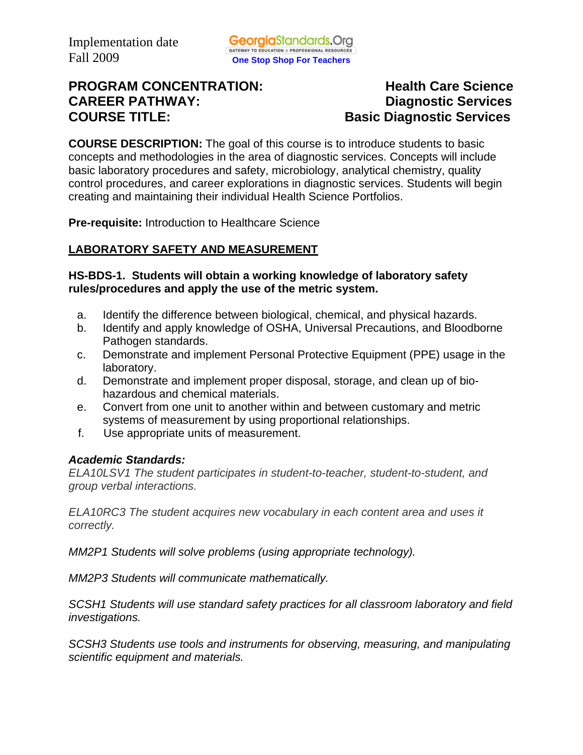Implementation date
Fall 2009

GeorgiaStandards.Org
GATEWAY TO EDUCATION & PROFESSIONAL RESOURCES
One Stop Shop For Teachers

**PROGRAM CONCENTRATION:** **Health Care Science**
**CAREER PATHWAY:** **Diagnostic Services**
**COURSE TITLE:** **Basic Diagnostic Services**

**COURSE DESCRIPTION:** The goal of this course is to introduce students to basic concepts and methodologies in the area of diagnostic services. Concepts will include basic laboratory procedures and safety, microbiology, analytical chemistry, quality control procedures, and career explorations in diagnostic services. Students will begin creating and maintaining their individual Health Science Portfolios.

**Pre-requisite:** Introduction to Healthcare Science

## LABORATORY SAFETY AND MEASUREMENT

**HS-BDS-1. Students will obtain a working knowledge of laboratory safety rules/procedures and apply the use of the metric system.**

a. Identify the difference between biological, chemical, and physical hazards.
b. Identify and apply knowledge of OSHA, Universal Precautions, and Bloodborne Pathogen standards.
c. Demonstrate and implement Personal Protective Equipment (PPE) usage in the laboratory.
d. Demonstrate and implement proper disposal, storage, and clean up of bio-hazardous and chemical materials.
e. Convert from one unit to another within and between customary and metric systems of measurement by using proportional relationships.
f. Use appropriate units of measurement.

***Academic Standards:***

*ELA10LSV1 The student participates in student-to-teacher, student-to-student, and group verbal interactions.*

*ELA10RC3 The student acquires new vocabulary in each content area and uses it correctly.*

*MM2P1 Students will solve problems (using appropriate technology).*

*MM2P3 Students will communicate mathematically.*

*SCSH1 Students will use standard safety practices for all classroom laboratory and field investigations.*

*SCSH3 Students use tools and instruments for observing, measuring, and manipulating scientific equipment and materials.*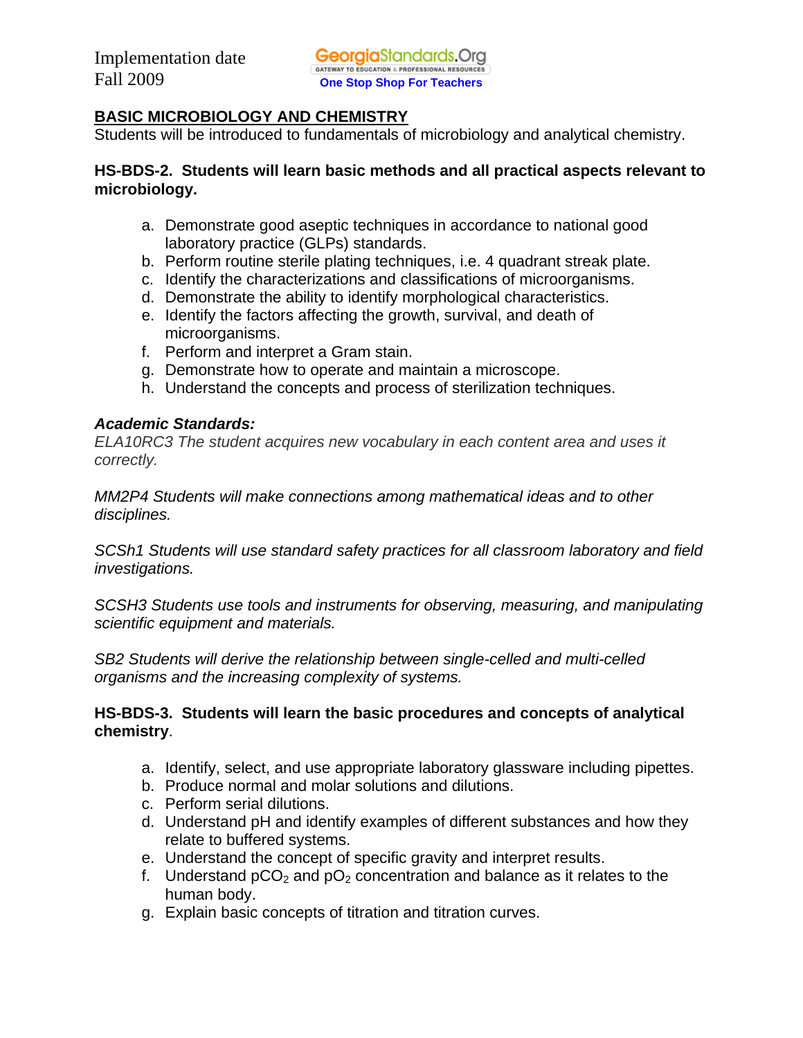Implementation date
Fall 2009

## BASIC MICROBIOLOGY AND CHEMISTRY

Students will be introduced to fundamentals of microbiology and analytical chemistry.

**HS-BDS-2. Students will learn basic methods and all practical aspects relevant to microbiology.**

a. Demonstrate good aseptic techniques in accordance to national good laboratory practice (GLPs) standards.
b. Perform routine sterile plating techniques, i.e. 4 quadrant streak plate.
c. Identify the characterizations and classifications of microorganisms.
d. Demonstrate the ability to identify morphological characteristics.
e. Identify the factors affecting the growth, survival, and death of microorganisms.
f. Perform and interpret a Gram stain.
g. Demonstrate how to operate and maintain a microscope.
h. Understand the concepts and process of sterilization techniques.

***Academic Standards:***

*ELA10RC3 The student acquires new vocabulary in each content area and uses it correctly.*

*MM2P4 Students will make connections among mathematical ideas and to other disciplines.*

*SCSh1 Students will use standard safety practices for all classroom laboratory and field investigations.*

*SCSH3 Students use tools and instruments for observing, measuring, and manipulating scientific equipment and materials.*

*SB2 Students will derive the relationship between single-celled and multi-celled organisms and the increasing complexity of systems.*

**HS-BDS-3. Students will learn the basic procedures and concepts of analytical chemistry**.

a. Identify, select, and use appropriate laboratory glassware including pipettes.
b. Produce normal and molar solutions and dilutions.
c. Perform serial dilutions.
d. Understand pH and identify examples of different substances and how they relate to buffered systems.
e. Understand the concept of specific gravity and interpret results.
f. Understand $pCO_2$ and $pO_2$ concentration and balance as it relates to the human body.
g. Explain basic concepts of titration and titration curves.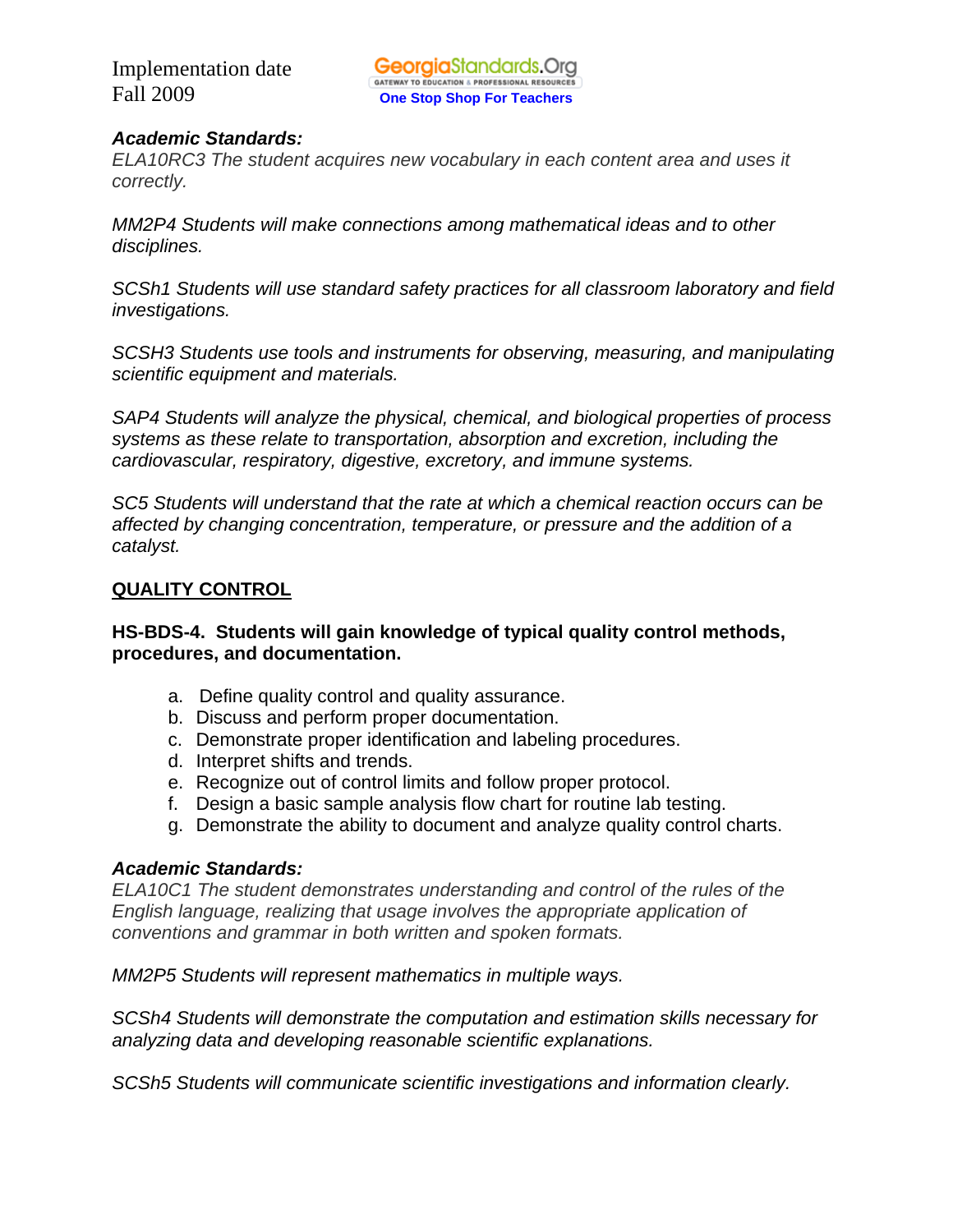*Implementation date Fall 2009*

***Academic Standards:***

*ELA10RC3 The student acquires new vocabulary in each content area and uses it correctly.*

*MM2P4 Students will make connections among mathematical ideas and to other disciplines.*

*SCSh1 Students will use standard safety practices for all classroom laboratory and field investigations.*

*SCSH3 Students use tools and instruments for observing, measuring, and manipulating scientific equipment and materials.*

*SAP4 Students will analyze the physical, chemical, and biological properties of process systems as these relate to transportation, absorption and excretion, including the cardiovascular, respiratory, digestive, excretory, and immune systems.*

*SC5 Students will understand that the rate at which a chemical reaction occurs can be affected by changing concentration, temperature, or pressure and the addition of a catalyst.*

## QUALITY CONTROL

**HS-BDS-4. Students will gain knowledge of typical quality control methods, procedures, and documentation.**

a. Define quality control and quality assurance.
b. Discuss and perform proper documentation.
c. Demonstrate proper identification and labeling procedures.
d. Interpret shifts and trends.
e. Recognize out of control limits and follow proper protocol.
f. Design a basic sample analysis flow chart for routine lab testing.
g. Demonstrate the ability to document and analyze quality control charts.

***Academic Standards:***

*ELA10C1 The student demonstrates understanding and control of the rules of the English language, realizing that usage involves the appropriate application of conventions and grammar in both written and spoken formats.*

*MM2P5 Students will represent mathematics in multiple ways.*

*SCSh4 Students will demonstrate the computation and estimation skills necessary for analyzing data and developing reasonable scientific explanations.*

*SCSh5 Students will communicate scientific investigations and information clearly.*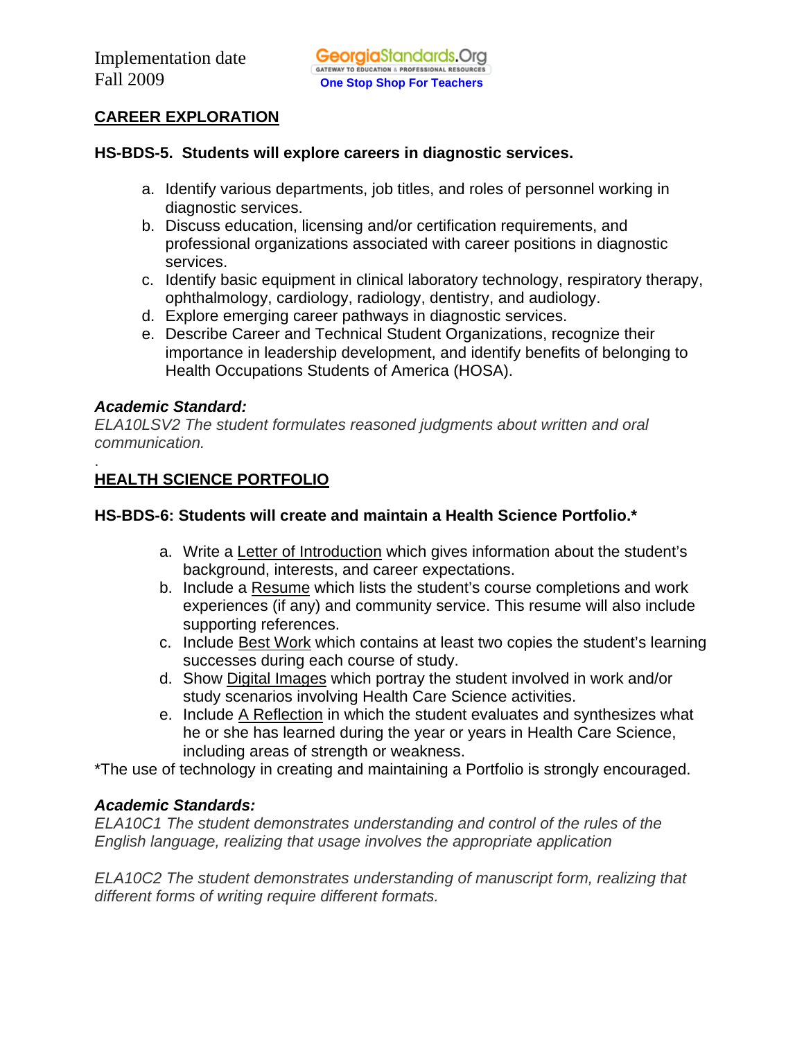## CAREER EXPLORATION

**HS-BDS-5. Students will explore careers in diagnostic services.**

a. Identify various departments, job titles, and roles of personnel working in diagnostic services.
b. Discuss education, licensing and/or certification requirements, and professional organizations associated with career positions in diagnostic services.
c. Identify basic equipment in clinical laboratory technology, respiratory therapy, ophthalmology, cardiology, radiology, dentistry, and audiology.
d. Explore emerging career pathways in diagnostic services.
e. Describe Career and Technical Student Organizations, recognize their importance in leadership development, and identify benefits of belonging to Health Occupations Students of America (HOSA).

***Academic Standard:***
*ELA10LSV2 The student formulates reasoned judgments about written and oral communication.*

.

## HEALTH SCIENCE PORTFOLIO

**HS-BDS-6: Students will create and maintain a Health Science Portfolio.***

a. Write a Letter of Introduction which gives information about the student's background, interests, and career expectations.
b. Include a Resume which lists the student's course completions and work experiences (if any) and community service. This resume will also include supporting references.
c. Include Best Work which contains at least two copies the student's learning successes during each course of study.
d. Show Digital Images which portray the student involved in work and/or study scenarios involving Health Care Science activities.
e. Include A Reflection in which the student evaluates and synthesizes what he or she has learned during the year or years in Health Care Science, including areas of strength or weakness.

*The use of technology in creating and maintaining a Portfolio is strongly encouraged.

***Academic Standards:***
*ELA10C1 The student demonstrates understanding and control of the rules of the English language, realizing that usage involves the appropriate application*

*ELA10C2 The student demonstrates understanding of manuscript form, realizing that different forms of writing require different formats.*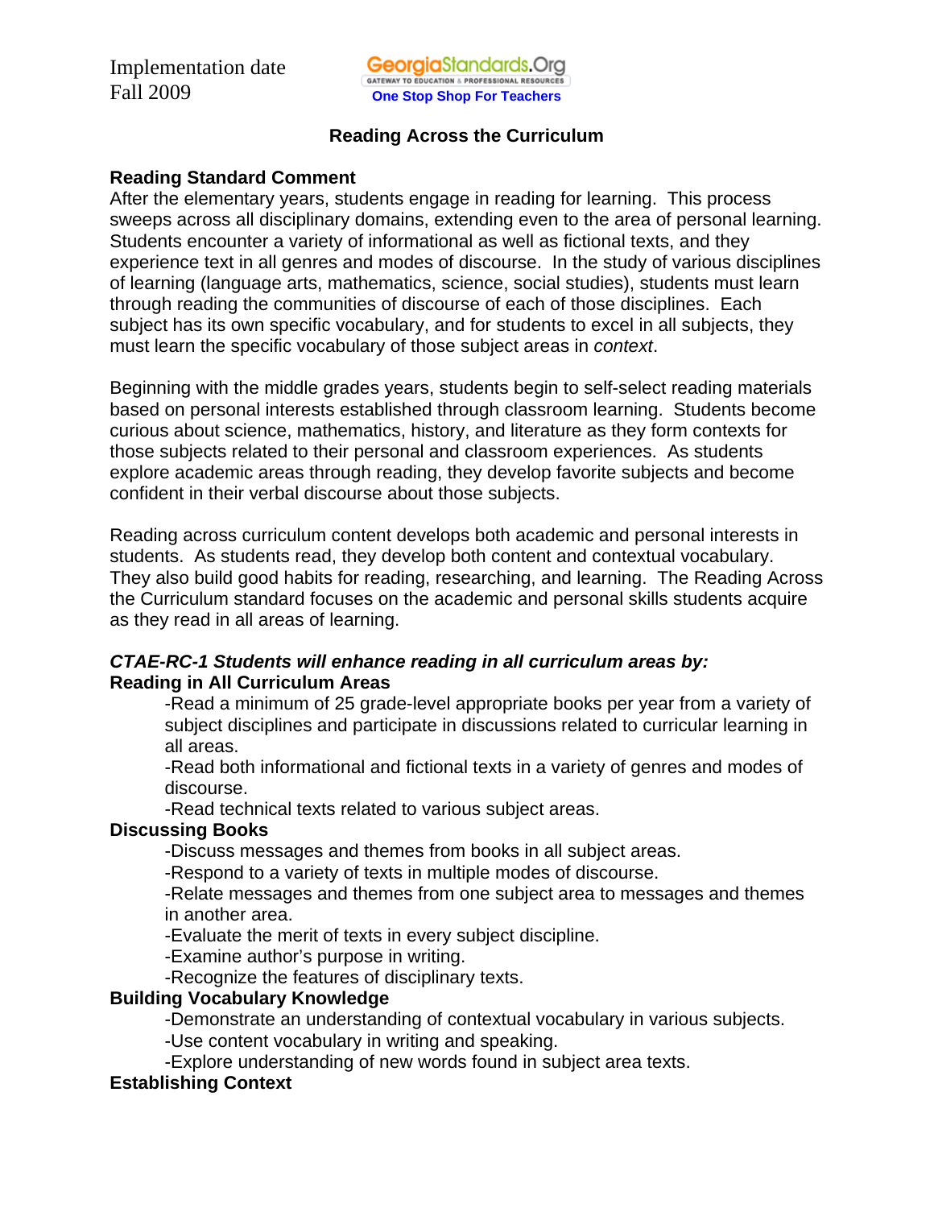Implementation date
Fall 2009

GeorgiaStandards.Org
GATEWAY TO EDUCATION & PROFESSIONAL RESOURCES
One Stop Shop For Teachers

## Reading Across the Curriculum

**Reading Standard Comment**

After the elementary years, students engage in reading for learning. This process sweeps across all disciplinary domains, extending even to the area of personal learning. Students encounter a variety of informational as well as fictional texts, and they experience text in all genres and modes of discourse. In the study of various disciplines of learning (language arts, mathematics, science, social studies), students must learn through reading the communities of discourse of each of those disciplines. Each subject has its own specific vocabulary, and for students to excel in all subjects, they must learn the specific vocabulary of those subject areas in *context*.

Beginning with the middle grades years, students begin to self-select reading materials based on personal interests established through classroom learning. Students become curious about science, mathematics, history, and literature as they form contexts for those subjects related to their personal and classroom experiences. As students explore academic areas through reading, they develop favorite subjects and become confident in their verbal discourse about those subjects.

Reading across curriculum content develops both academic and personal interests in students. As students read, they develop both content and contextual vocabulary. They also build good habits for reading, researching, and learning. The Reading Across the Curriculum standard focuses on the academic and personal skills students acquire as they read in all areas of learning.

***CTAE-RC-1 Students will enhance reading in all curriculum areas by:***

**Reading in All Curriculum Areas**

-Read a minimum of 25 grade-level appropriate books per year from a variety of subject disciplines and participate in discussions related to curricular learning in all areas.
-Read both informational and fictional texts in a variety of genres and modes of discourse.
-Read technical texts related to various subject areas.

**Discussing Books**

-Discuss messages and themes from books in all subject areas.
-Respond to a variety of texts in multiple modes of discourse.
-Relate messages and themes from one subject area to messages and themes in another area.
-Evaluate the merit of texts in every subject discipline.
-Examine author's purpose in writing.
-Recognize the features of disciplinary texts.

**Building Vocabulary Knowledge**

-Demonstrate an understanding of contextual vocabulary in various subjects.
-Use content vocabulary in writing and speaking.
-Explore understanding of new words found in subject area texts.

**Establishing Context**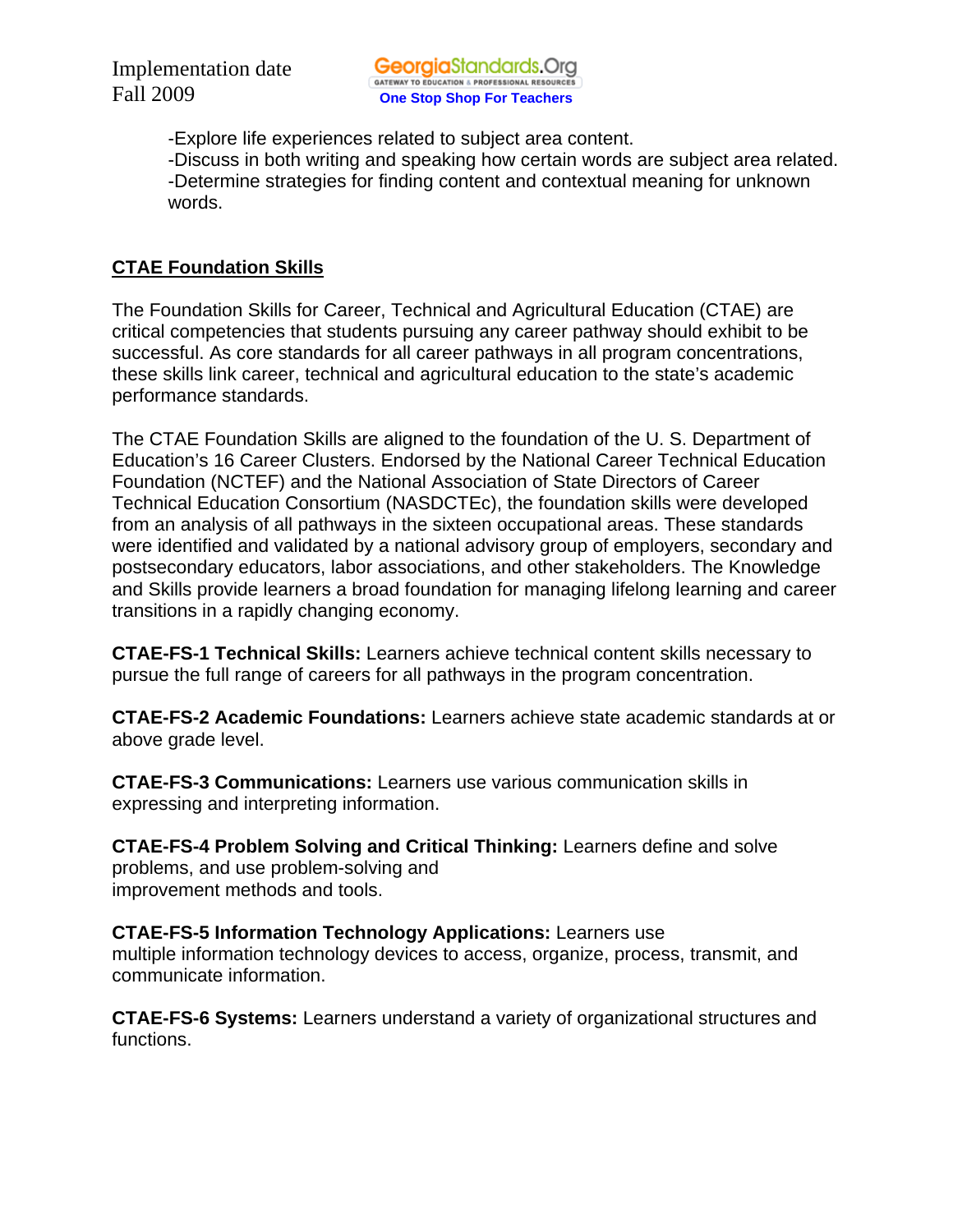-Explore life experiences related to subject area content.
-Discuss in both writing and speaking how certain words are subject area related.
-Determine strategies for finding content and contextual meaning for unknown words.

## CTAE Foundation Skills

The Foundation Skills for Career, Technical and Agricultural Education (CTAE) are critical competencies that students pursuing any career pathway should exhibit to be successful. As core standards for all career pathways in all program concentrations, these skills link career, technical and agricultural education to the state's academic performance standards.

The CTAE Foundation Skills are aligned to the foundation of the U. S. Department of Education's 16 Career Clusters. Endorsed by the National Career Technical Education Foundation (NCTEF) and the National Association of State Directors of Career Technical Education Consortium (NASDCTEc), the foundation skills were developed from an analysis of all pathways in the sixteen occupational areas. These standards were identified and validated by a national advisory group of employers, secondary and postsecondary educators, labor associations, and other stakeholders. The Knowledge and Skills provide learners a broad foundation for managing lifelong learning and career transitions in a rapidly changing economy.

**CTAE-FS-1 Technical Skills:** Learners achieve technical content skills necessary to pursue the full range of careers for all pathways in the program concentration.

**CTAE-FS-2 Academic Foundations:** Learners achieve state academic standards at or above grade level.

**CTAE-FS-3 Communications:** Learners use various communication skills in expressing and interpreting information.

**CTAE-FS-4 Problem Solving and Critical Thinking:** Learners define and solve problems, and use problem-solving and improvement methods and tools.

**CTAE-FS-5 Information Technology Applications:** Learners use multiple information technology devices to access, organize, process, transmit, and communicate information.

**CTAE-FS-6 Systems:** Learners understand a variety of organizational structures and functions.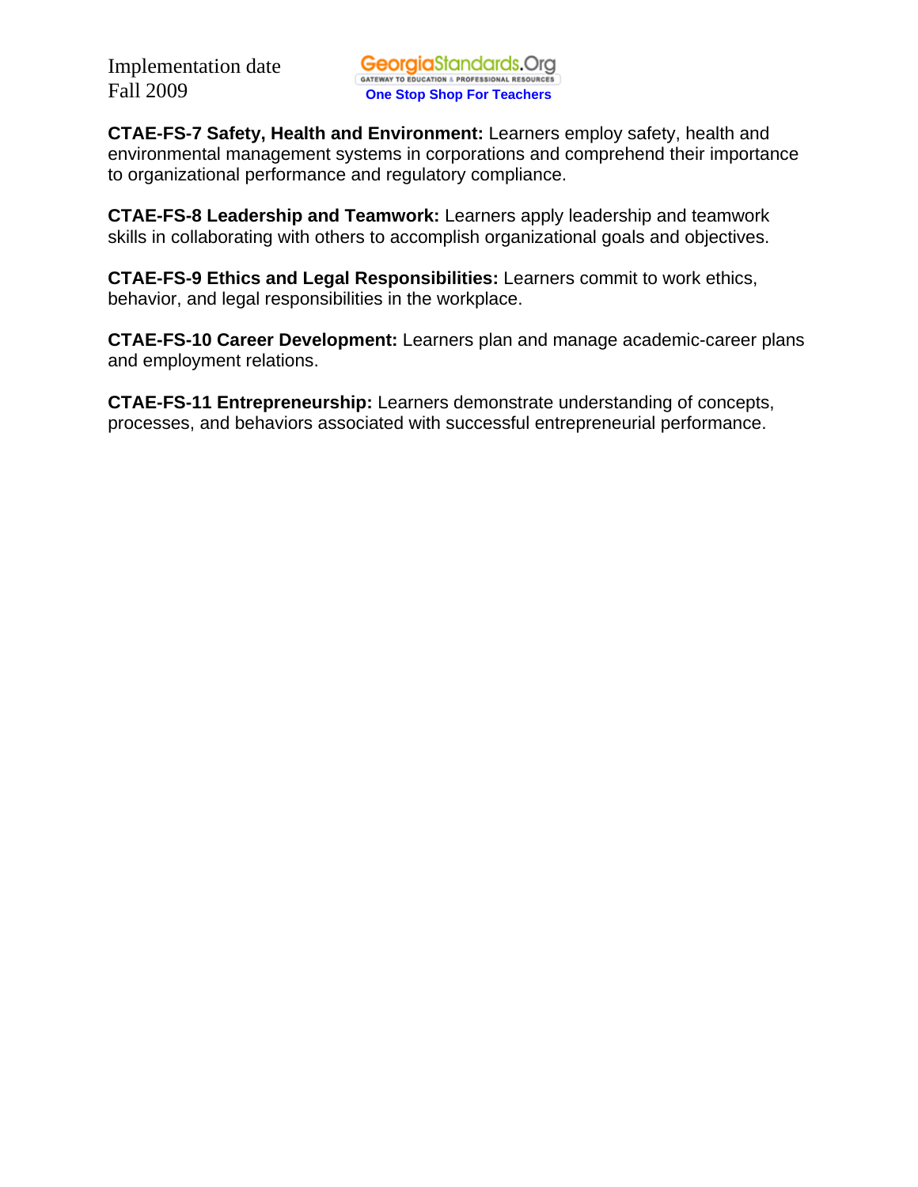**CTAE-FS-7 Safety, Health and Environment:** Learners employ safety, health and environmental management systems in corporations and comprehend their importance to organizational performance and regulatory compliance.

**CTAE-FS-8 Leadership and Teamwork:** Learners apply leadership and teamwork skills in collaborating with others to accomplish organizational goals and objectives.

**CTAE-FS-9 Ethics and Legal Responsibilities:** Learners commit to work ethics, behavior, and legal responsibilities in the workplace.

**CTAE-FS-10 Career Development:** Learners plan and manage academic-career plans and employment relations.

**CTAE-FS-11 Entrepreneurship:** Learners demonstrate understanding of concepts, processes, and behaviors associated with successful entrepreneurial performance.